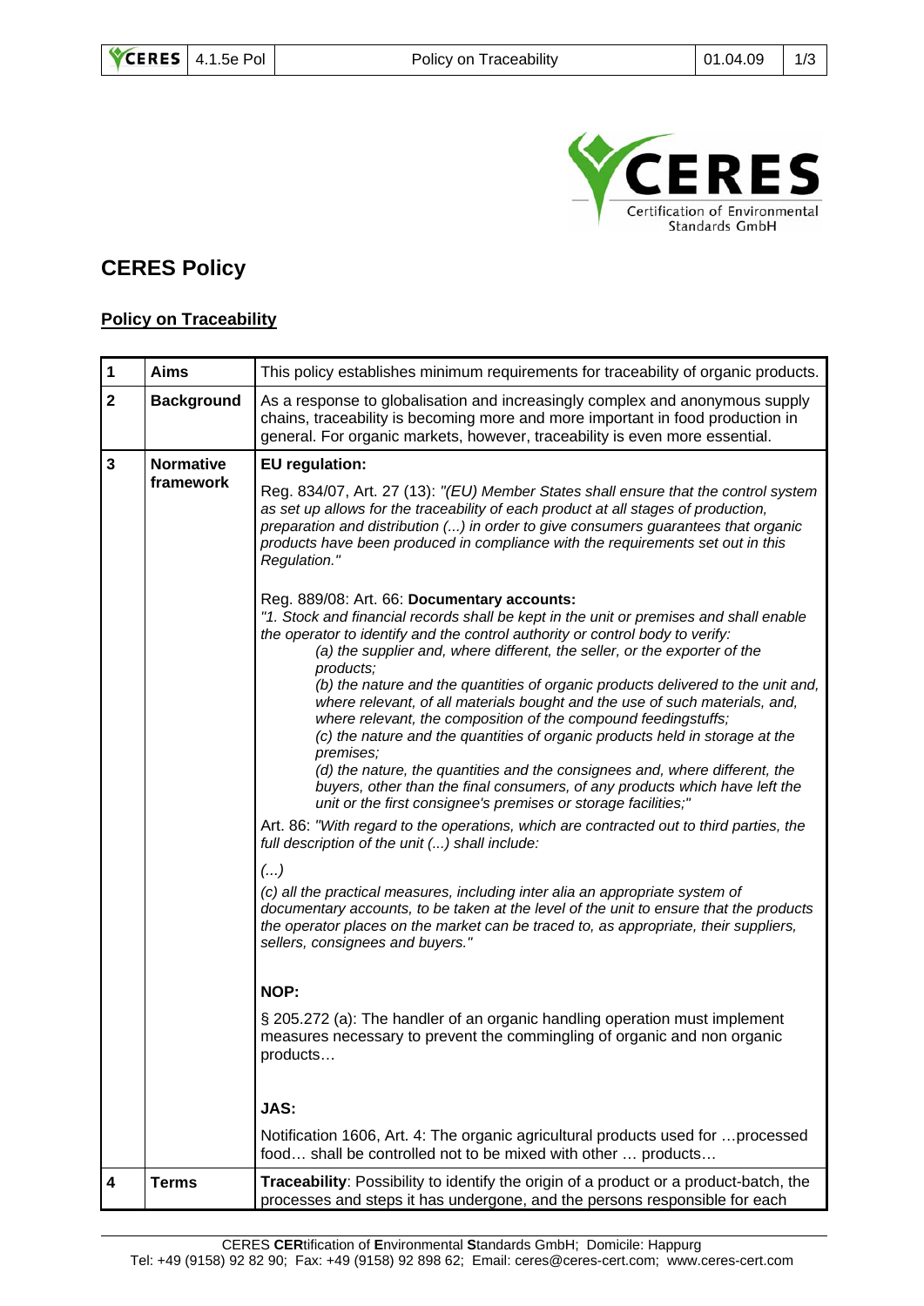# CERES Policy

## Policy on Traceability

| 1 | **Aims** | This policy establishes minimum requirements for traceability of organic products. |
|---|---|---|
| 2 | **Background** | As a response to globalisation and increasingly complex and anonymous supply chains, traceability is becoming more and more important in food production in general. For organic markets, however, traceability is even more essential. |
| 3 | **Normative framework** | **EU regulation:**<br><br>Reg. 834/07, Art. 27 (13): *"(EU) Member States shall ensure that the control system as set up allows for the traceability of each product at all stages of production, preparation and distribution (...) in order to give consumers guarantees that organic products have been produced in compliance with the requirements set out in this Regulation."*<br><br>Reg. 889/08: Art. 66: **Documentary accounts:**<br>*"1. Stock and financial records shall be kept in the unit or premises and shall enable the operator to identify and the control authority or control body to verify:*<br>*(a) the supplier and, where different, the seller, or the exporter of the products;*<br>*(b) the nature and the quantities of organic products delivered to the unit and, where relevant, of all materials bought and the use of such materials, and, where relevant, the composition of the compound feedingstuffs;*<br>*(c) the nature and the quantities of organic products held in storage at the premises;*<br>*(d) the nature, the quantities and the consignees and, where different, the buyers, other than the final consumers, of any products which have left the unit or the first consignee's premises or storage facilities;"*<br><br>Art. 86: *"With regard to the operations, which are contracted out to third parties, the full description of the unit (...) shall include:*<br><br>*(...)*<br><br>*(c) all the practical measures, including inter alia an appropriate system of documentary accounts, to be taken at the level of the unit to ensure that the products the operator places on the market can be traced to, as appropriate, their suppliers, sellers, consignees and buyers."*<br><br>**NOP:**<br><br>§ 205.272 (a): The handler of an organic handling operation must implement measures necessary to prevent the commingling of organic and non organic products…<br><br>**JAS:**<br><br>Notification 1606, Art. 4: The organic agricultural products used for …processed food… shall be controlled not to be mixed with other … products… |
| 4 | **Terms** | **Traceability**: Possibility to identify the origin of a product or a product-batch, the processes and steps it has undergone, and the persons responsible for each |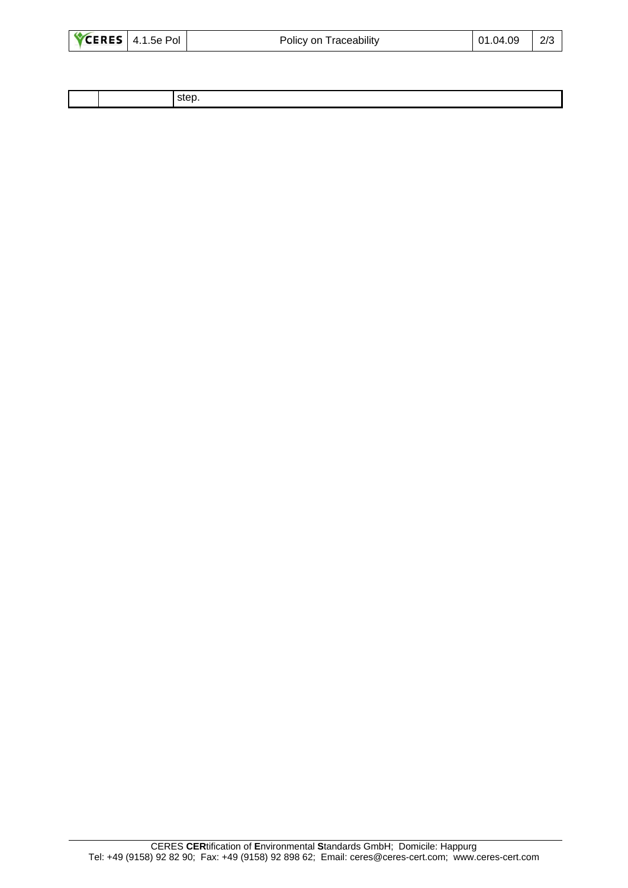| | | step. |
|---|---|---|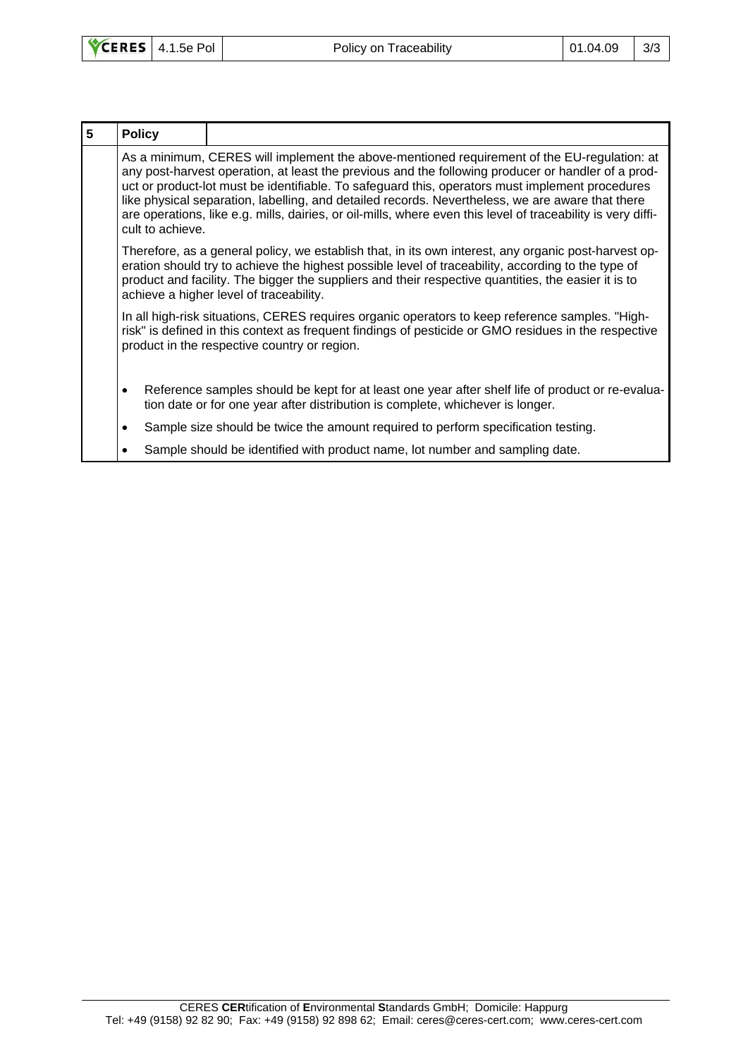## 5 Policy

As a minimum, CERES will implement the above-mentioned requirement of the EU-regulation: at any post-harvest operation, at least the previous and the following producer or handler of a product or product-lot must be identifiable. To safeguard this, operators must implement procedures like physical separation, labelling, and detailed records. Nevertheless, we are aware that there are operations, like e.g. mills, dairies, or oil-mills, where even this level of traceability is very difficult to achieve.

Therefore, as a general policy, we establish that, in its own interest, any organic post-harvest operation should try to achieve the highest possible level of traceability, according to the type of product and facility. The bigger the suppliers and their respective quantities, the easier it is to achieve a higher level of traceability.

In all high-risk situations, CERES requires organic operators to keep reference samples. "High-risk" is defined in this context as frequent findings of pesticide or GMO residues in the respective product in the respective country or region.

- Reference samples should be kept for at least one year after shelf life of product or re-evaluation date or for one year after distribution is complete, whichever is longer.
- Sample size should be twice the amount required to perform specification testing.
- Sample should be identified with product name, lot number and sampling date.